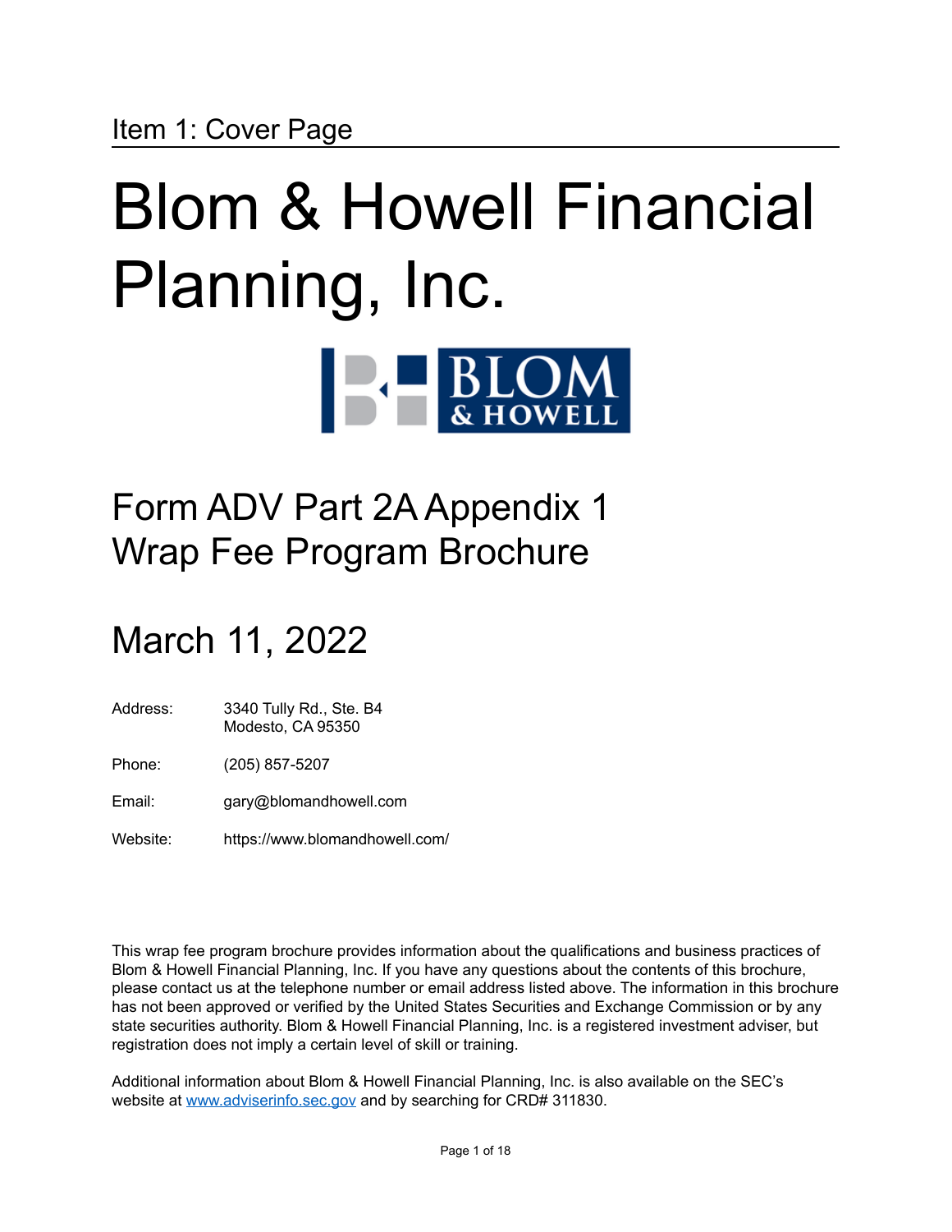## Item 1: Cover Page

# Blom & Howell Financial Planning, Inc.

## Form ADV Part 2A Appendix 1
## Wrap Fee Program Brochure

## March 11, 2022

| | |
|---|---|
| Address: | 3340 Tully Rd., Ste. B4<br>Modesto, CA 95350 |
| Phone: | (205) 857-5207 |
| Email: | gary@blomandhowell.com |
| Website: | https://www.blomandhowell.com/ |

This wrap fee program brochure provides information about the qualifications and business practices of Blom & Howell Financial Planning, Inc. If you have any questions about the contents of this brochure, please contact us at the telephone number or email address listed above. The information in this brochure has not been approved or verified by the United States Securities and Exchange Commission or by any state securities authority. Blom & Howell Financial Planning, Inc. is a registered investment adviser, but registration does not imply a certain level of skill or training.

Additional information about Blom & Howell Financial Planning, Inc. is also available on the SEC's website at [www.adviserinfo.sec.gov](http://www.adviserinfo.sec.gov) and by searching for CRD# 311830.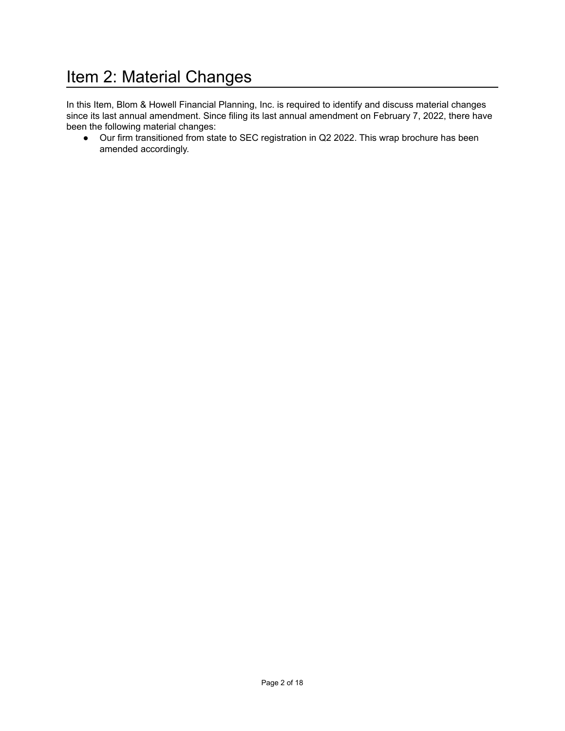# Item 2: Material Changes

In this Item, Blom & Howell Financial Planning, Inc. is required to identify and discuss material changes since its last annual amendment. Since filing its last annual amendment on February 7, 2022, there have been the following material changes:

- Our firm transitioned from state to SEC registration in Q2 2022. This wrap brochure has been amended accordingly.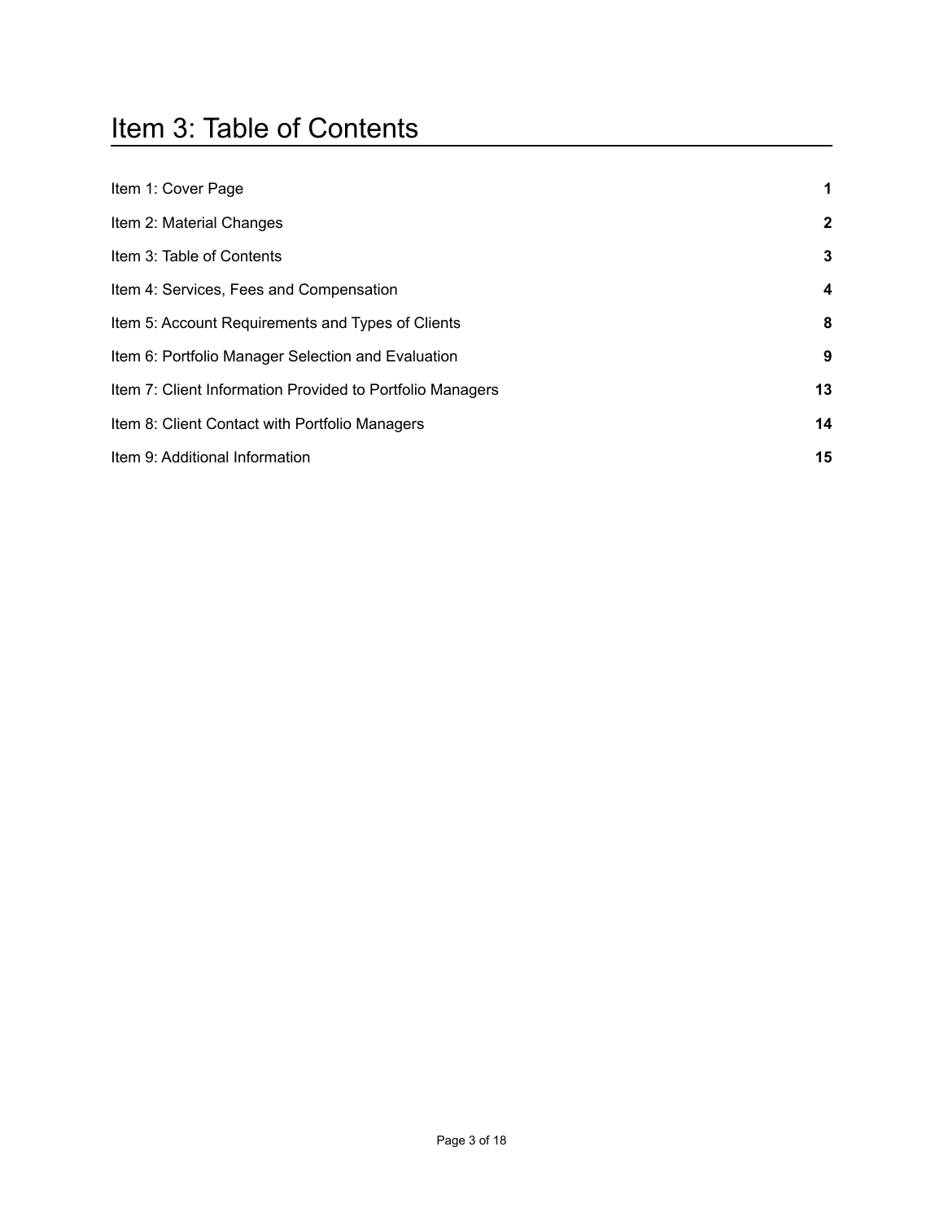# Item 3: Table of Contents

| | |
|---|---|
| Item 1: Cover Page | **1** |
| Item 2: Material Changes | **2** |
| Item 3: Table of Contents | **3** |
| Item 4: Services, Fees and Compensation | **4** |
| Item 5: Account Requirements and Types of Clients | **8** |
| Item 6: Portfolio Manager Selection and Evaluation | **9** |
| Item 7: Client Information Provided to Portfolio Managers | **13** |
| Item 8: Client Contact with Portfolio Managers | **14** |
| Item 9: Additional Information | **15** |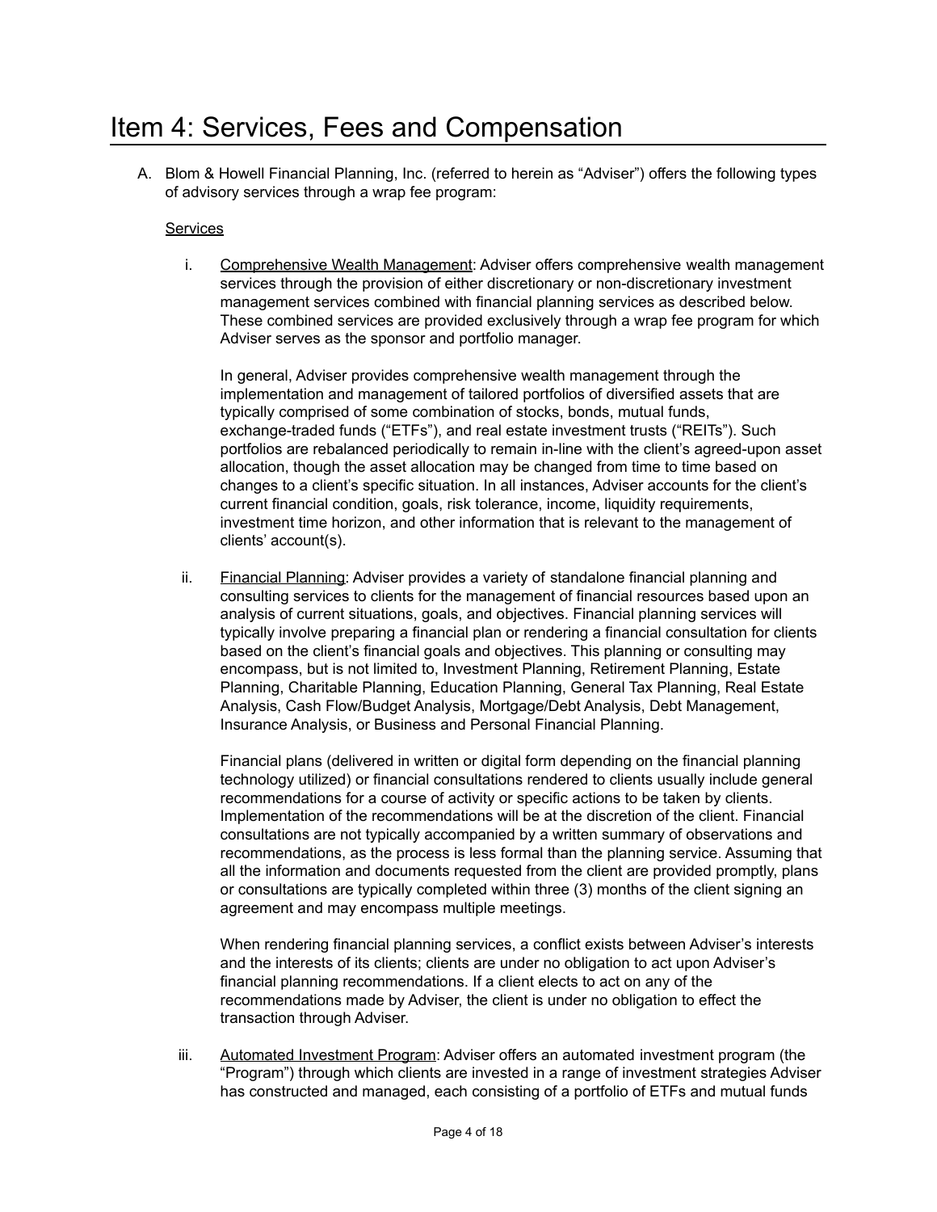# Item 4: Services, Fees and Compensation

A. Blom & Howell Financial Planning, Inc. (referred to herein as "Adviser") offers the following types of advisory services through a wrap fee program:

   Services

   i. Comprehensive Wealth Management: Adviser offers comprehensive wealth management services through the provision of either discretionary or non-discretionary investment management services combined with financial planning services as described below. These combined services are provided exclusively through a wrap fee program for which Adviser serves as the sponsor and portfolio manager.

      In general, Adviser provides comprehensive wealth management through the implementation and management of tailored portfolios of diversified assets that are typically comprised of some combination of stocks, bonds, mutual funds, exchange-traded funds ("ETFs"), and real estate investment trusts ("REITs"). Such portfolios are rebalanced periodically to remain in-line with the client's agreed-upon asset allocation, though the asset allocation may be changed from time to time based on changes to a client's specific situation. In all instances, Adviser accounts for the client's current financial condition, goals, risk tolerance, income, liquidity requirements, investment time horizon, and other information that is relevant to the management of clients' account(s).

   ii. Financial Planning: Adviser provides a variety of standalone financial planning and consulting services to clients for the management of financial resources based upon an analysis of current situations, goals, and objectives. Financial planning services will typically involve preparing a financial plan or rendering a financial consultation for clients based on the client's financial goals and objectives. This planning or consulting may encompass, but is not limited to, Investment Planning, Retirement Planning, Estate Planning, Charitable Planning, Education Planning, General Tax Planning, Real Estate Analysis, Cash Flow/Budget Analysis, Mortgage/Debt Analysis, Debt Management, Insurance Analysis, or Business and Personal Financial Planning.

      Financial plans (delivered in written or digital form depending on the financial planning technology utilized) or financial consultations rendered to clients usually include general recommendations for a course of activity or specific actions to be taken by clients. Implementation of the recommendations will be at the discretion of the client. Financial consultations are not typically accompanied by a written summary of observations and recommendations, as the process is less formal than the planning service. Assuming that all the information and documents requested from the client are provided promptly, plans or consultations are typically completed within three (3) months of the client signing an agreement and may encompass multiple meetings.

      When rendering financial planning services, a conflict exists between Adviser's interests and the interests of its clients; clients are under no obligation to act upon Adviser's financial planning recommendations. If a client elects to act on any of the recommendations made by Adviser, the client is under no obligation to effect the transaction through Adviser.

   iii. Automated Investment Program: Adviser offers an automated investment program (the "Program") through which clients are invested in a range of investment strategies Adviser has constructed and managed, each consisting of a portfolio of ETFs and mutual funds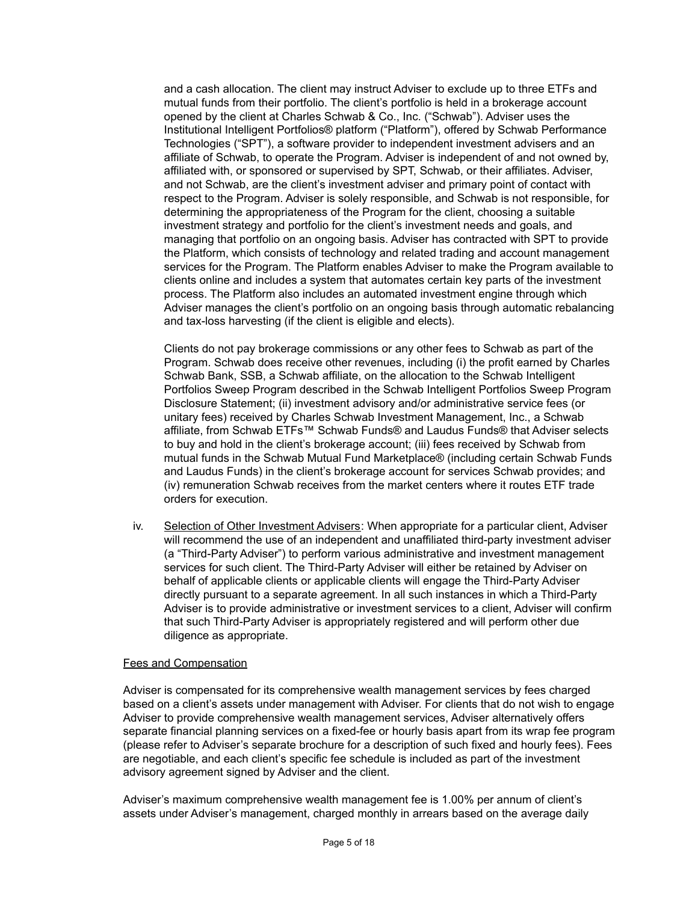and a cash allocation. The client may instruct Adviser to exclude up to three ETFs and mutual funds from their portfolio. The client's portfolio is held in a brokerage account opened by the client at Charles Schwab & Co., Inc. ("Schwab"). Adviser uses the Institutional Intelligent Portfolios® platform ("Platform"), offered by Schwab Performance Technologies ("SPT"), a software provider to independent investment advisers and an affiliate of Schwab, to operate the Program. Adviser is independent of and not owned by, affiliated with, or sponsored or supervised by SPT, Schwab, or their affiliates. Adviser, and not Schwab, are the client's investment adviser and primary point of contact with respect to the Program. Adviser is solely responsible, and Schwab is not responsible, for determining the appropriateness of the Program for the client, choosing a suitable investment strategy and portfolio for the client's investment needs and goals, and managing that portfolio on an ongoing basis. Adviser has contracted with SPT to provide the Platform, which consists of technology and related trading and account management services for the Program. The Platform enables Adviser to make the Program available to clients online and includes a system that automates certain key parts of the investment process. The Platform also includes an automated investment engine through which Adviser manages the client's portfolio on an ongoing basis through automatic rebalancing and tax-loss harvesting (if the client is eligible and elects).

Clients do not pay brokerage commissions or any other fees to Schwab as part of the Program. Schwab does receive other revenues, including (i) the profit earned by Charles Schwab Bank, SSB, a Schwab affiliate, on the allocation to the Schwab Intelligent Portfolios Sweep Program described in the Schwab Intelligent Portfolios Sweep Program Disclosure Statement; (ii) investment advisory and/or administrative service fees (or unitary fees) received by Charles Schwab Investment Management, Inc., a Schwab affiliate, from Schwab ETFs™ Schwab Funds® and Laudus Funds® that Adviser selects to buy and hold in the client's brokerage account; (iii) fees received by Schwab from mutual funds in the Schwab Mutual Fund Marketplace® (including certain Schwab Funds and Laudus Funds) in the client's brokerage account for services Schwab provides; and (iv) remuneration Schwab receives from the market centers where it routes ETF trade orders for execution.

iv. Selection of Other Investment Advisers: When appropriate for a particular client, Adviser will recommend the use of an independent and unaffiliated third-party investment adviser (a "Third-Party Adviser") to perform various administrative and investment management services for such client. The Third-Party Adviser will either be retained by Adviser on behalf of applicable clients or applicable clients will engage the Third-Party Adviser directly pursuant to a separate agreement. In all such instances in which a Third-Party Adviser is to provide administrative or investment services to a client, Adviser will confirm that such Third-Party Adviser is appropriately registered and will perform other due diligence as appropriate.

Fees and Compensation

Adviser is compensated for its comprehensive wealth management services by fees charged based on a client's assets under management with Adviser. For clients that do not wish to engage Adviser to provide comprehensive wealth management services, Adviser alternatively offers separate financial planning services on a fixed-fee or hourly basis apart from its wrap fee program (please refer to Adviser's separate brochure for a description of such fixed and hourly fees). Fees are negotiable, and each client's specific fee schedule is included as part of the investment advisory agreement signed by Adviser and the client.

Adviser's maximum comprehensive wealth management fee is 1.00% per annum of client's assets under Adviser's management, charged monthly in arrears based on the average daily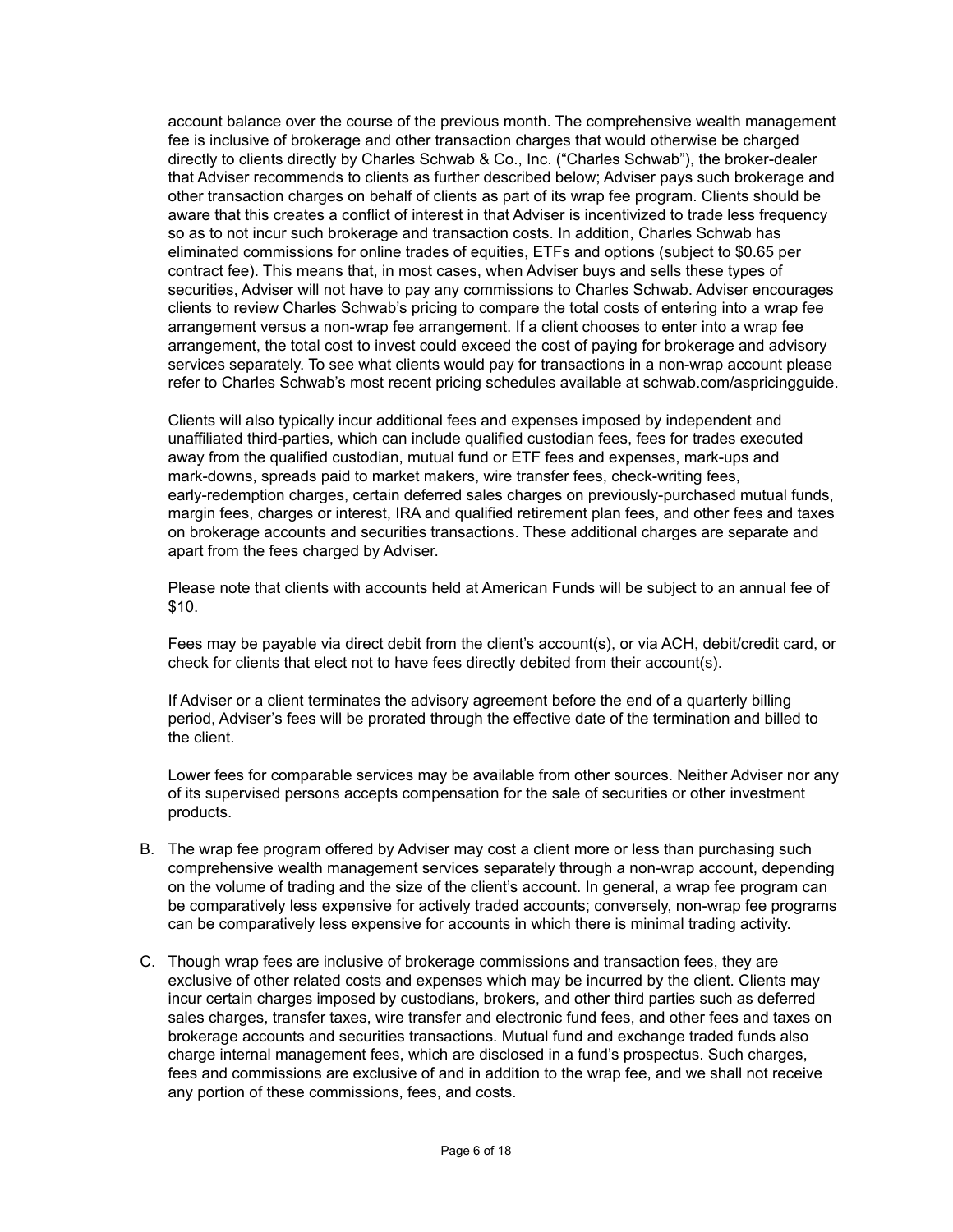account balance over the course of the previous month. The comprehensive wealth management fee is inclusive of brokerage and other transaction charges that would otherwise be charged directly to clients directly by Charles Schwab & Co., Inc. ("Charles Schwab"), the broker-dealer that Adviser recommends to clients as further described below; Adviser pays such brokerage and other transaction charges on behalf of clients as part of its wrap fee program. Clients should be aware that this creates a conflict of interest in that Adviser is incentivized to trade less frequency so as to not incur such brokerage and transaction costs. In addition, Charles Schwab has eliminated commissions for online trades of equities, ETFs and options (subject to $0.65 per contract fee). This means that, in most cases, when Adviser buys and sells these types of securities, Adviser will not have to pay any commissions to Charles Schwab. Adviser encourages clients to review Charles Schwab's pricing to compare the total costs of entering into a wrap fee arrangement versus a non-wrap fee arrangement. If a client chooses to enter into a wrap fee arrangement, the total cost to invest could exceed the cost of paying for brokerage and advisory services separately. To see what clients would pay for transactions in a non-wrap account please refer to Charles Schwab's most recent pricing schedules available at schwab.com/aspricingguide.

Clients will also typically incur additional fees and expenses imposed by independent and unaffiliated third-parties, which can include qualified custodian fees, fees for trades executed away from the qualified custodian, mutual fund or ETF fees and expenses, mark-ups and mark-downs, spreads paid to market makers, wire transfer fees, check-writing fees, early-redemption charges, certain deferred sales charges on previously-purchased mutual funds, margin fees, charges or interest, IRA and qualified retirement plan fees, and other fees and taxes on brokerage accounts and securities transactions. These additional charges are separate and apart from the fees charged by Adviser.

Please note that clients with accounts held at American Funds will be subject to an annual fee of $10.

Fees may be payable via direct debit from the client's account(s), or via ACH, debit/credit card, or check for clients that elect not to have fees directly debited from their account(s).

If Adviser or a client terminates the advisory agreement before the end of a quarterly billing period, Adviser's fees will be prorated through the effective date of the termination and billed to the client.

Lower fees for comparable services may be available from other sources. Neither Adviser nor any of its supervised persons accepts compensation for the sale of securities or other investment products.

B. The wrap fee program offered by Adviser may cost a client more or less than purchasing such comprehensive wealth management services separately through a non-wrap account, depending on the volume of trading and the size of the client's account. In general, a wrap fee program can be comparatively less expensive for actively traded accounts; conversely, non-wrap fee programs can be comparatively less expensive for accounts in which there is minimal trading activity.

C. Though wrap fees are inclusive of brokerage commissions and transaction fees, they are exclusive of other related costs and expenses which may be incurred by the client. Clients may incur certain charges imposed by custodians, brokers, and other third parties such as deferred sales charges, transfer taxes, wire transfer and electronic fund fees, and other fees and taxes on brokerage accounts and securities transactions. Mutual fund and exchange traded funds also charge internal management fees, which are disclosed in a fund's prospectus. Such charges, fees and commissions are exclusive of and in addition to the wrap fee, and we shall not receive any portion of these commissions, fees, and costs.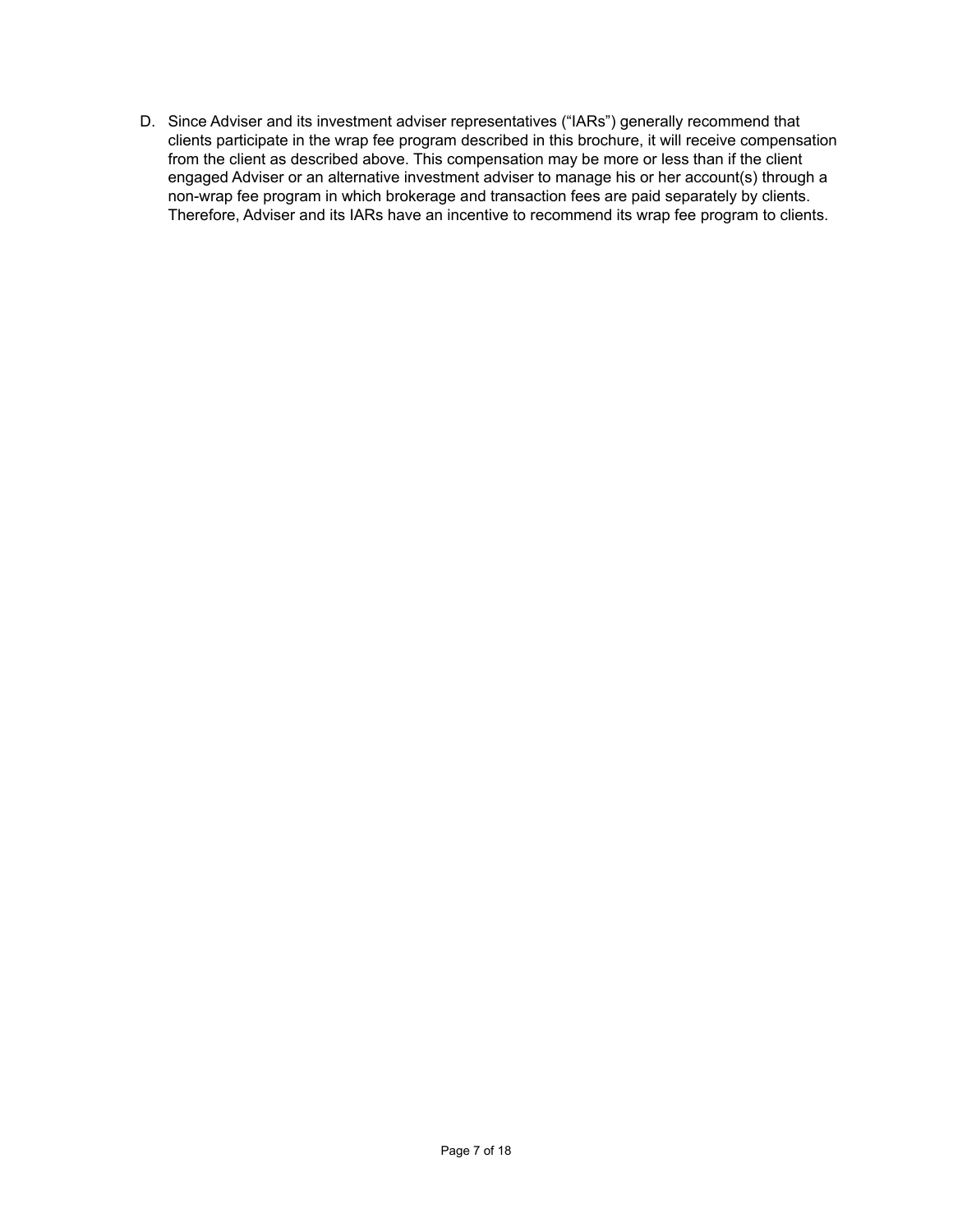D. Since Adviser and its investment adviser representatives ("IARs") generally recommend that clients participate in the wrap fee program described in this brochure, it will receive compensation from the client as described above. This compensation may be more or less than if the client engaged Adviser or an alternative investment adviser to manage his or her account(s) through a non-wrap fee program in which brokerage and transaction fees are paid separately by clients. Therefore, Adviser and its IARs have an incentive to recommend its wrap fee program to clients.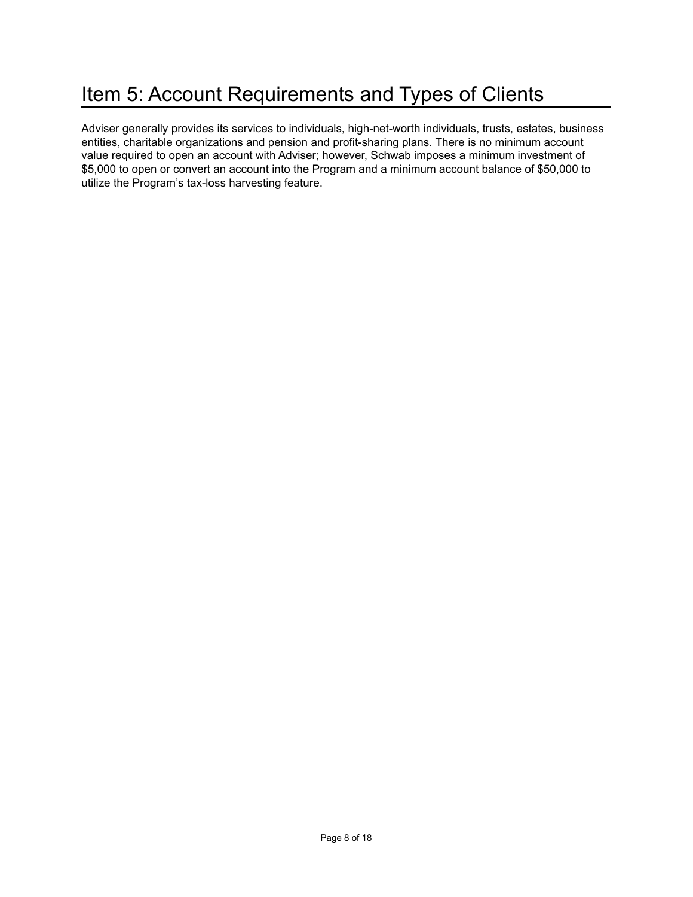# Item 5: Account Requirements and Types of Clients

Adviser generally provides its services to individuals, high-net-worth individuals, trusts, estates, business entities, charitable organizations and pension and profit-sharing plans. There is no minimum account value required to open an account with Adviser; however, Schwab imposes a minimum investment of $5,000 to open or convert an account into the Program and a minimum account balance of $50,000 to utilize the Program's tax-loss harvesting feature.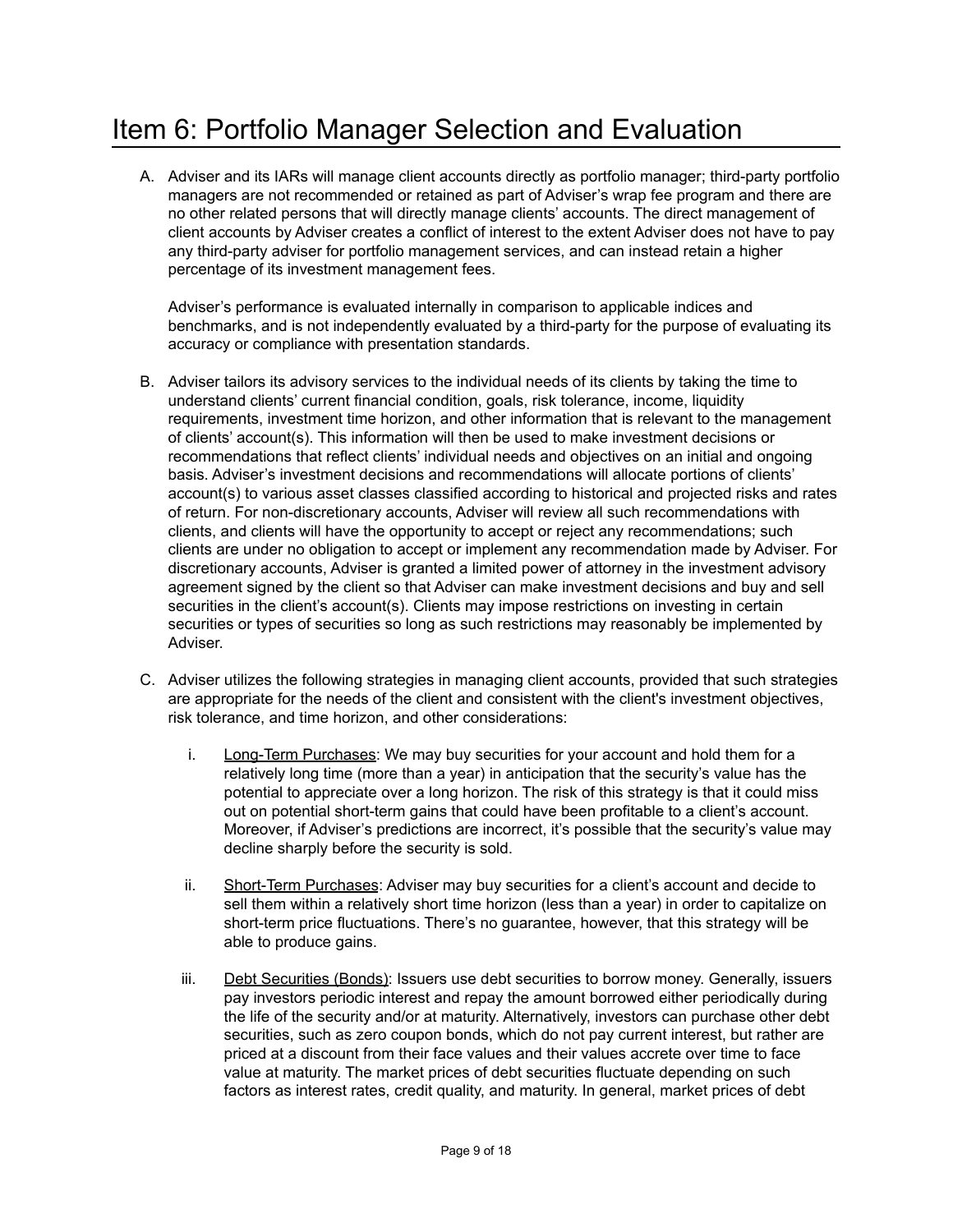# Item 6: Portfolio Manager Selection and Evaluation

A. Adviser and its IARs will manage client accounts directly as portfolio manager; third-party portfolio managers are not recommended or retained as part of Adviser's wrap fee program and there are no other related persons that will directly manage clients' accounts. The direct management of client accounts by Adviser creates a conflict of interest to the extent Adviser does not have to pay any third-party adviser for portfolio management services, and can instead retain a higher percentage of its investment management fees.

   Adviser's performance is evaluated internally in comparison to applicable indices and benchmarks, and is not independently evaluated by a third-party for the purpose of evaluating its accuracy or compliance with presentation standards.

B. Adviser tailors its advisory services to the individual needs of its clients by taking the time to understand clients' current financial condition, goals, risk tolerance, income, liquidity requirements, investment time horizon, and other information that is relevant to the management of clients' account(s). This information will then be used to make investment decisions or recommendations that reflect clients' individual needs and objectives on an initial and ongoing basis. Adviser's investment decisions and recommendations will allocate portions of clients' account(s) to various asset classes classified according to historical and projected risks and rates of return. For non-discretionary accounts, Adviser will review all such recommendations with clients, and clients will have the opportunity to accept or reject any recommendations; such clients are under no obligation to accept or implement any recommendation made by Adviser. For discretionary accounts, Adviser is granted a limited power of attorney in the investment advisory agreement signed by the client so that Adviser can make investment decisions and buy and sell securities in the client's account(s). Clients may impose restrictions on investing in certain securities or types of securities so long as such restrictions may reasonably be implemented by Adviser.

C. Adviser utilizes the following strategies in managing client accounts, provided that such strategies are appropriate for the needs of the client and consistent with the client's investment objectives, risk tolerance, and time horizon, and other considerations:

   i. Long-Term Purchases: We may buy securities for your account and hold them for a relatively long time (more than a year) in anticipation that the security's value has the potential to appreciate over a long horizon. The risk of this strategy is that it could miss out on potential short-term gains that could have been profitable to a client's account. Moreover, if Adviser's predictions are incorrect, it's possible that the security's value may decline sharply before the security is sold.

   ii. Short-Term Purchases: Adviser may buy securities for a client's account and decide to sell them within a relatively short time horizon (less than a year) in order to capitalize on short-term price fluctuations. There's no guarantee, however, that this strategy will be able to produce gains.

   iii. Debt Securities (Bonds): Issuers use debt securities to borrow money. Generally, issuers pay investors periodic interest and repay the amount borrowed either periodically during the life of the security and/or at maturity. Alternatively, investors can purchase other debt securities, such as zero coupon bonds, which do not pay current interest, but rather are priced at a discount from their face values and their values accrete over time to face value at maturity. The market prices of debt securities fluctuate depending on such factors as interest rates, credit quality, and maturity. In general, market prices of debt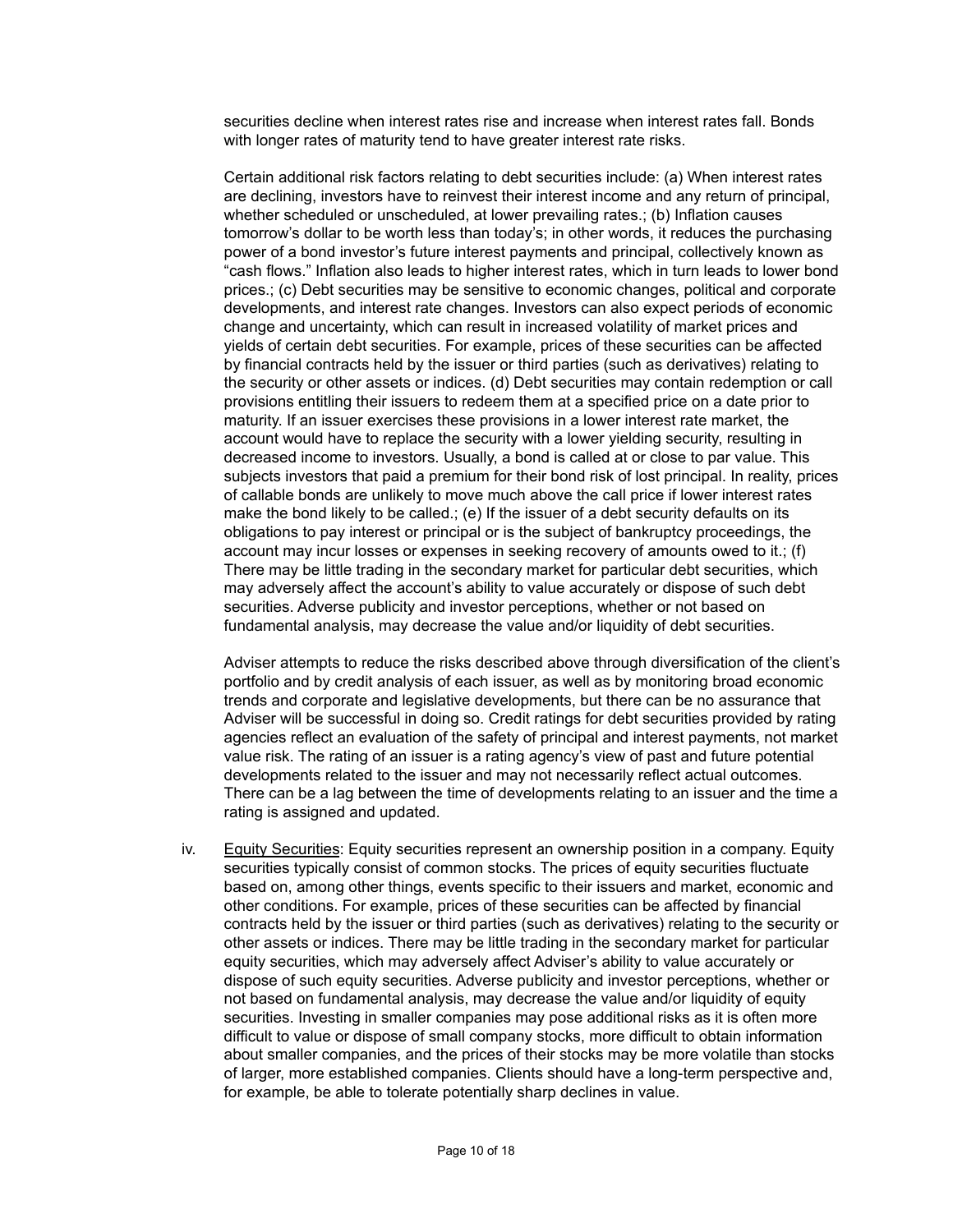securities decline when interest rates rise and increase when interest rates fall. Bonds with longer rates of maturity tend to have greater interest rate risks.

Certain additional risk factors relating to debt securities include: (a) When interest rates are declining, investors have to reinvest their interest income and any return of principal, whether scheduled or unscheduled, at lower prevailing rates.; (b) Inflation causes tomorrow's dollar to be worth less than today's; in other words, it reduces the purchasing power of a bond investor's future interest payments and principal, collectively known as "cash flows." Inflation also leads to higher interest rates, which in turn leads to lower bond prices.; (c) Debt securities may be sensitive to economic changes, political and corporate developments, and interest rate changes. Investors can also expect periods of economic change and uncertainty, which can result in increased volatility of market prices and yields of certain debt securities. For example, prices of these securities can be affected by financial contracts held by the issuer or third parties (such as derivatives) relating to the security or other assets or indices. (d) Debt securities may contain redemption or call provisions entitling their issuers to redeem them at a specified price on a date prior to maturity. If an issuer exercises these provisions in a lower interest rate market, the account would have to replace the security with a lower yielding security, resulting in decreased income to investors. Usually, a bond is called at or close to par value. This subjects investors that paid a premium for their bond risk of lost principal. In reality, prices of callable bonds are unlikely to move much above the call price if lower interest rates make the bond likely to be called.; (e) If the issuer of a debt security defaults on its obligations to pay interest or principal or is the subject of bankruptcy proceedings, the account may incur losses or expenses in seeking recovery of amounts owed to it.; (f) There may be little trading in the secondary market for particular debt securities, which may adversely affect the account's ability to value accurately or dispose of such debt securities. Adverse publicity and investor perceptions, whether or not based on fundamental analysis, may decrease the value and/or liquidity of debt securities.

Adviser attempts to reduce the risks described above through diversification of the client's portfolio and by credit analysis of each issuer, as well as by monitoring broad economic trends and corporate and legislative developments, but there can be no assurance that Adviser will be successful in doing so. Credit ratings for debt securities provided by rating agencies reflect an evaluation of the safety of principal and interest payments, not market value risk. The rating of an issuer is a rating agency's view of past and future potential developments related to the issuer and may not necessarily reflect actual outcomes. There can be a lag between the time of developments relating to an issuer and the time a rating is assigned and updated.

iv. Equity Securities: Equity securities represent an ownership position in a company. Equity securities typically consist of common stocks. The prices of equity securities fluctuate based on, among other things, events specific to their issuers and market, economic and other conditions. For example, prices of these securities can be affected by financial contracts held by the issuer or third parties (such as derivatives) relating to the security or other assets or indices. There may be little trading in the secondary market for particular equity securities, which may adversely affect Adviser's ability to value accurately or dispose of such equity securities. Adverse publicity and investor perceptions, whether or not based on fundamental analysis, may decrease the value and/or liquidity of equity securities. Investing in smaller companies may pose additional risks as it is often more difficult to value or dispose of small company stocks, more difficult to obtain information about smaller companies, and the prices of their stocks may be more volatile than stocks of larger, more established companies. Clients should have a long-term perspective and, for example, be able to tolerate potentially sharp declines in value.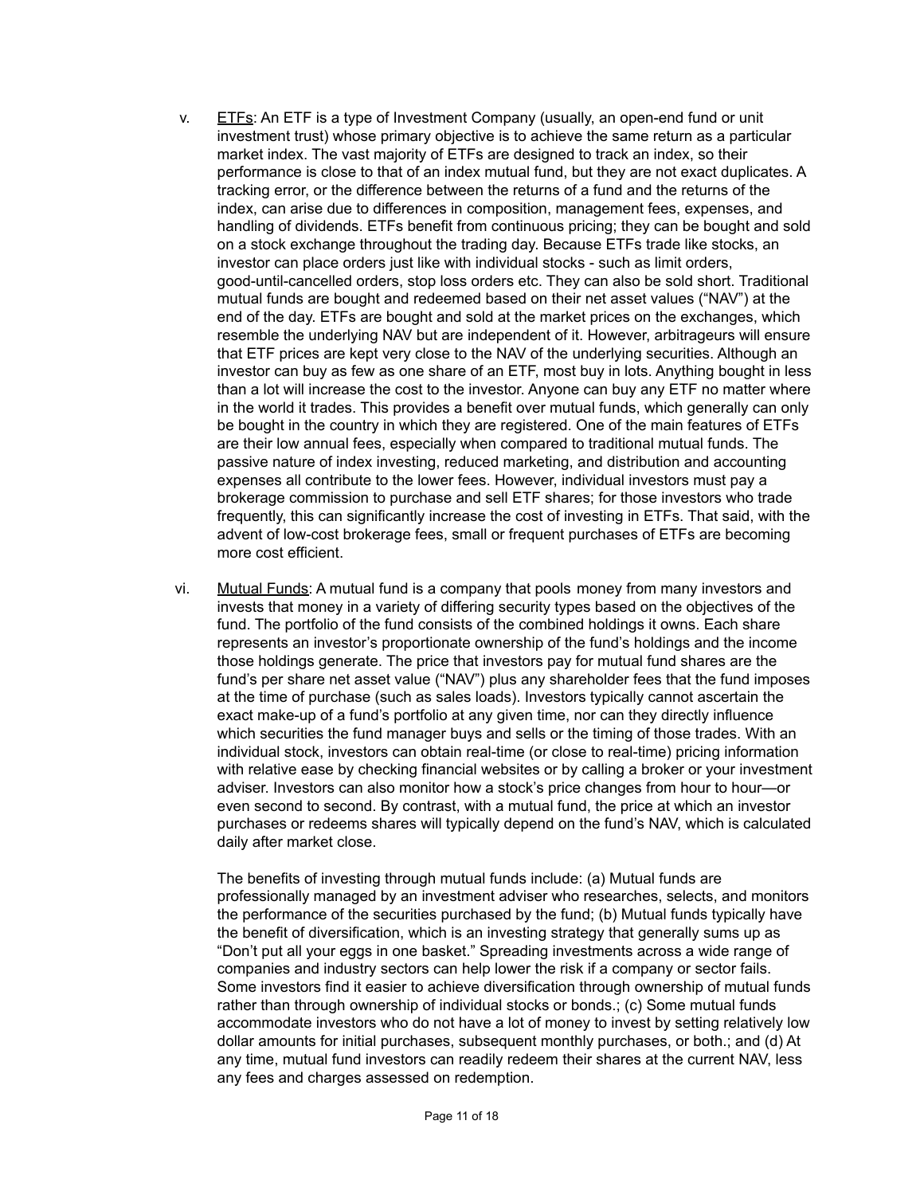v. <u>ETFs</u>: An ETF is a type of Investment Company (usually, an open-end fund or unit investment trust) whose primary objective is to achieve the same return as a particular market index. The vast majority of ETFs are designed to track an index, so their performance is close to that of an index mutual fund, but they are not exact duplicates. A tracking error, or the difference between the returns of a fund and the returns of the index, can arise due to differences in composition, management fees, expenses, and handling of dividends. ETFs benefit from continuous pricing; they can be bought and sold on a stock exchange throughout the trading day. Because ETFs trade like stocks, an investor can place orders just like with individual stocks - such as limit orders, good-until-cancelled orders, stop loss orders etc. They can also be sold short. Traditional mutual funds are bought and redeemed based on their net asset values ("NAV") at the end of the day. ETFs are bought and sold at the market prices on the exchanges, which resemble the underlying NAV but are independent of it. However, arbitrageurs will ensure that ETF prices are kept very close to the NAV of the underlying securities. Although an investor can buy as few as one share of an ETF, most buy in lots. Anything bought in less than a lot will increase the cost to the investor. Anyone can buy any ETF no matter where in the world it trades. This provides a benefit over mutual funds, which generally can only be bought in the country in which they are registered. One of the main features of ETFs are their low annual fees, especially when compared to traditional mutual funds. The passive nature of index investing, reduced marketing, and distribution and accounting expenses all contribute to the lower fees. However, individual investors must pay a brokerage commission to purchase and sell ETF shares; for those investors who trade frequently, this can significantly increase the cost of investing in ETFs. That said, with the advent of low-cost brokerage fees, small or frequent purchases of ETFs are becoming more cost efficient.

vi. <u>Mutual Funds</u>: A mutual fund is a company that pools money from many investors and invests that money in a variety of differing security types based on the objectives of the fund. The portfolio of the fund consists of the combined holdings it owns. Each share represents an investor's proportionate ownership of the fund's holdings and the income those holdings generate. The price that investors pay for mutual fund shares are the fund's per share net asset value ("NAV") plus any shareholder fees that the fund imposes at the time of purchase (such as sales loads). Investors typically cannot ascertain the exact make-up of a fund's portfolio at any given time, nor can they directly influence which securities the fund manager buys and sells or the timing of those trades. With an individual stock, investors can obtain real-time (or close to real-time) pricing information with relative ease by checking financial websites or by calling a broker or your investment adviser. Investors can also monitor how a stock's price changes from hour to hour—or even second to second. By contrast, with a mutual fund, the price at which an investor purchases or redeems shares will typically depend on the fund's NAV, which is calculated daily after market close.

The benefits of investing through mutual funds include: (a) Mutual funds are professionally managed by an investment adviser who researches, selects, and monitors the performance of the securities purchased by the fund; (b) Mutual funds typically have the benefit of diversification, which is an investing strategy that generally sums up as "Don't put all your eggs in one basket." Spreading investments across a wide range of companies and industry sectors can help lower the risk if a company or sector fails. Some investors find it easier to achieve diversification through ownership of mutual funds rather than through ownership of individual stocks or bonds.; (c) Some mutual funds accommodate investors who do not have a lot of money to invest by setting relatively low dollar amounts for initial purchases, subsequent monthly purchases, or both.; and (d) At any time, mutual fund investors can readily redeem their shares at the current NAV, less any fees and charges assessed on redemption.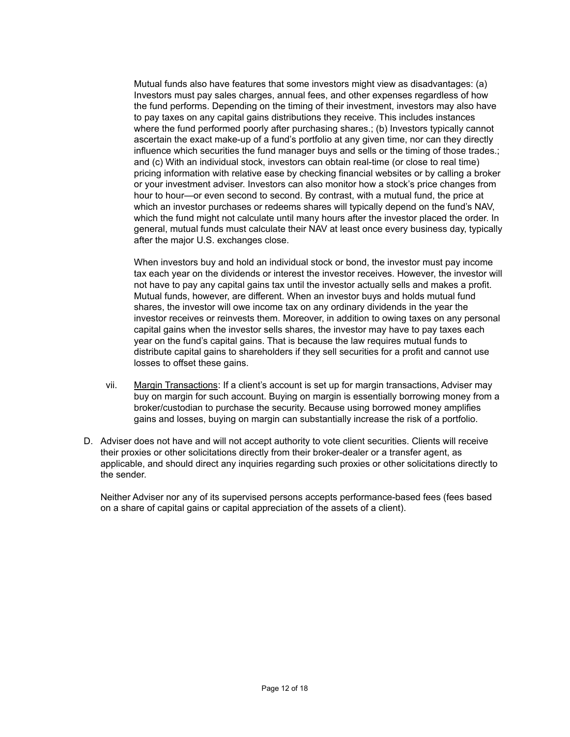Mutual funds also have features that some investors might view as disadvantages: (a) Investors must pay sales charges, annual fees, and other expenses regardless of how the fund performs. Depending on the timing of their investment, investors may also have to pay taxes on any capital gains distributions they receive. This includes instances where the fund performed poorly after purchasing shares.; (b) Investors typically cannot ascertain the exact make-up of a fund's portfolio at any given time, nor can they directly influence which securities the fund manager buys and sells or the timing of those trades.; and (c) With an individual stock, investors can obtain real-time (or close to real time) pricing information with relative ease by checking financial websites or by calling a broker or your investment adviser. Investors can also monitor how a stock's price changes from hour to hour—or even second to second. By contrast, with a mutual fund, the price at which an investor purchases or redeems shares will typically depend on the fund's NAV, which the fund might not calculate until many hours after the investor placed the order. In general, mutual funds must calculate their NAV at least once every business day, typically after the major U.S. exchanges close.

When investors buy and hold an individual stock or bond, the investor must pay income tax each year on the dividends or interest the investor receives. However, the investor will not have to pay any capital gains tax until the investor actually sells and makes a profit. Mutual funds, however, are different. When an investor buys and holds mutual fund shares, the investor will owe income tax on any ordinary dividends in the year the investor receives or reinvests them. Moreover, in addition to owing taxes on any personal capital gains when the investor sells shares, the investor may have to pay taxes each year on the fund's capital gains. That is because the law requires mutual funds to distribute capital gains to shareholders if they sell securities for a profit and cannot use losses to offset these gains.

vii. Margin Transactions: If a client's account is set up for margin transactions, Adviser may buy on margin for such account. Buying on margin is essentially borrowing money from a broker/custodian to purchase the security. Because using borrowed money amplifies gains and losses, buying on margin can substantially increase the risk of a portfolio.

D. Adviser does not have and will not accept authority to vote client securities. Clients will receive their proxies or other solicitations directly from their broker-dealer or a transfer agent, as applicable, and should direct any inquiries regarding such proxies or other solicitations directly to the sender.

Neither Adviser nor any of its supervised persons accepts performance-based fees (fees based on a share of capital gains or capital appreciation of the assets of a client).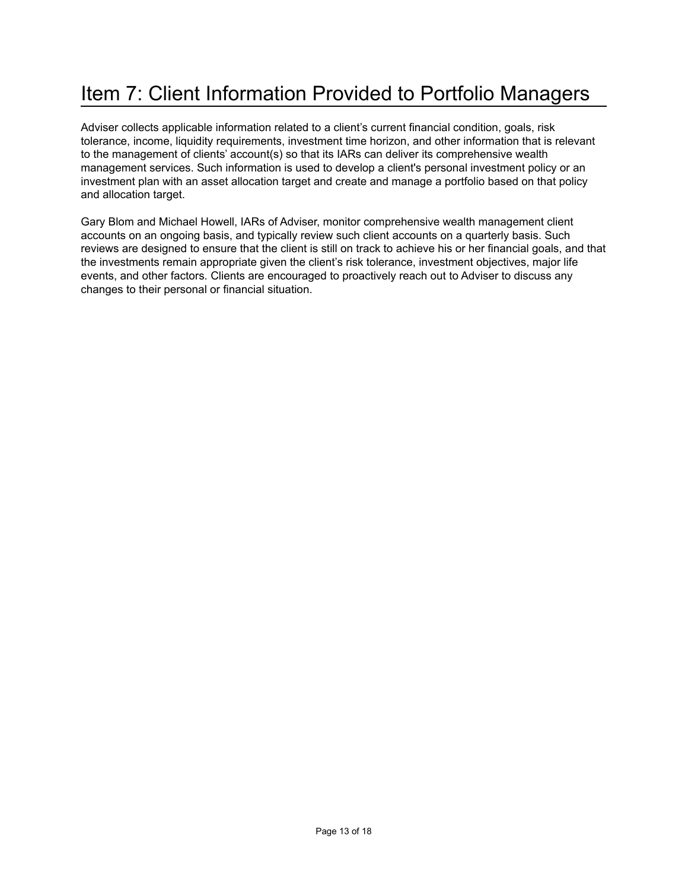# Item 7: Client Information Provided to Portfolio Managers

Adviser collects applicable information related to a client's current financial condition, goals, risk tolerance, income, liquidity requirements, investment time horizon, and other information that is relevant to the management of clients' account(s) so that its IARs can deliver its comprehensive wealth management services. Such information is used to develop a client's personal investment policy or an investment plan with an asset allocation target and create and manage a portfolio based on that policy and allocation target.

Gary Blom and Michael Howell, IARs of Adviser, monitor comprehensive wealth management client accounts on an ongoing basis, and typically review such client accounts on a quarterly basis. Such reviews are designed to ensure that the client is still on track to achieve his or her financial goals, and that the investments remain appropriate given the client's risk tolerance, investment objectives, major life events, and other factors. Clients are encouraged to proactively reach out to Adviser to discuss any changes to their personal or financial situation.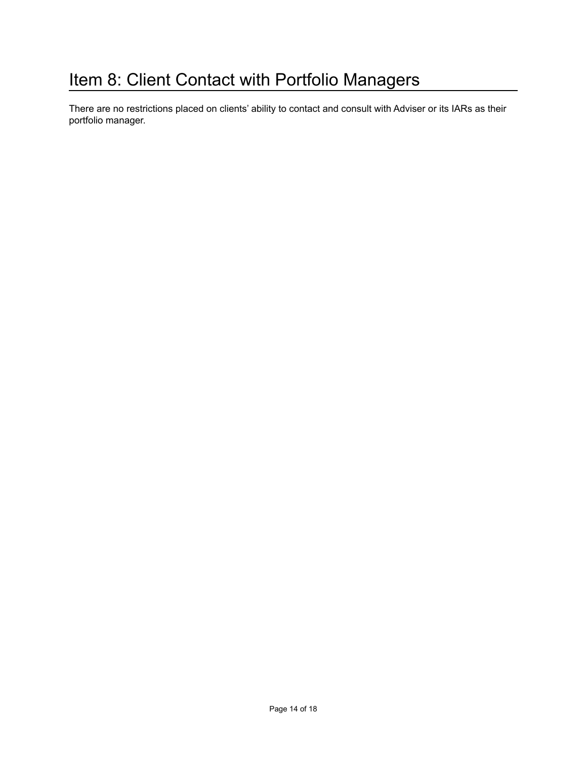# Item 8: Client Contact with Portfolio Managers

There are no restrictions placed on clients' ability to contact and consult with Adviser or its IARs as their portfolio manager.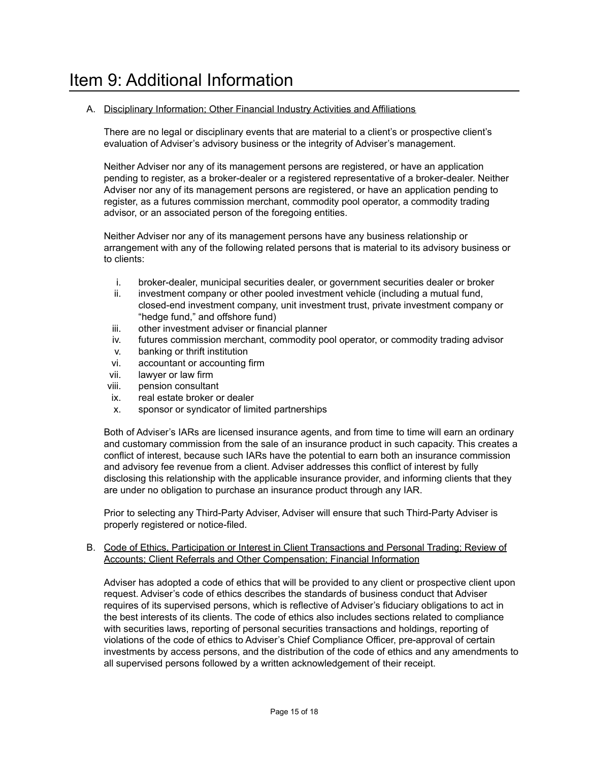# Item 9: Additional Information

A. <u>Disciplinary Information; Other Financial Industry Activities and Affiliations</u>

There are no legal or disciplinary events that are material to a client's or prospective client's evaluation of Adviser's advisory business or the integrity of Adviser's management.

Neither Adviser nor any of its management persons are registered, or have an application pending to register, as a broker-dealer or a registered representative of a broker-dealer. Neither Adviser nor any of its management persons are registered, or have an application pending to register, as a futures commission merchant, commodity pool operator, a commodity trading advisor, or an associated person of the foregoing entities.

Neither Adviser nor any of its management persons have any business relationship or arrangement with any of the following related persons that is material to its advisory business or to clients:

i. broker-dealer, municipal securities dealer, or government securities dealer or broker
ii. investment company or other pooled investment vehicle (including a mutual fund, closed-end investment company, unit investment trust, private investment company or "hedge fund," and offshore fund)
iii. other investment adviser or financial planner
iv. futures commission merchant, commodity pool operator, or commodity trading advisor
v. banking or thrift institution
vi. accountant or accounting firm
vii. lawyer or law firm
viii. pension consultant
ix. real estate broker or dealer
x. sponsor or syndicator of limited partnerships

Both of Adviser's IARs are licensed insurance agents, and from time to time will earn an ordinary and customary commission from the sale of an insurance product in such capacity. This creates a conflict of interest, because such IARs have the potential to earn both an insurance commission and advisory fee revenue from a client. Adviser addresses this conflict of interest by fully disclosing this relationship with the applicable insurance provider, and informing clients that they are under no obligation to purchase an insurance product through any IAR.

Prior to selecting any Third-Party Adviser, Adviser will ensure that such Third-Party Adviser is properly registered or notice-filed.

B. <u>Code of Ethics, Participation or Interest in Client Transactions and Personal Trading; Review of Accounts; Client Referrals and Other Compensation; Financial Information</u>

Adviser has adopted a code of ethics that will be provided to any client or prospective client upon request. Adviser's code of ethics describes the standards of business conduct that Adviser requires of its supervised persons, which is reflective of Adviser's fiduciary obligations to act in the best interests of its clients. The code of ethics also includes sections related to compliance with securities laws, reporting of personal securities transactions and holdings, reporting of violations of the code of ethics to Adviser's Chief Compliance Officer, pre-approval of certain investments by access persons, and the distribution of the code of ethics and any amendments to all supervised persons followed by a written acknowledgement of their receipt.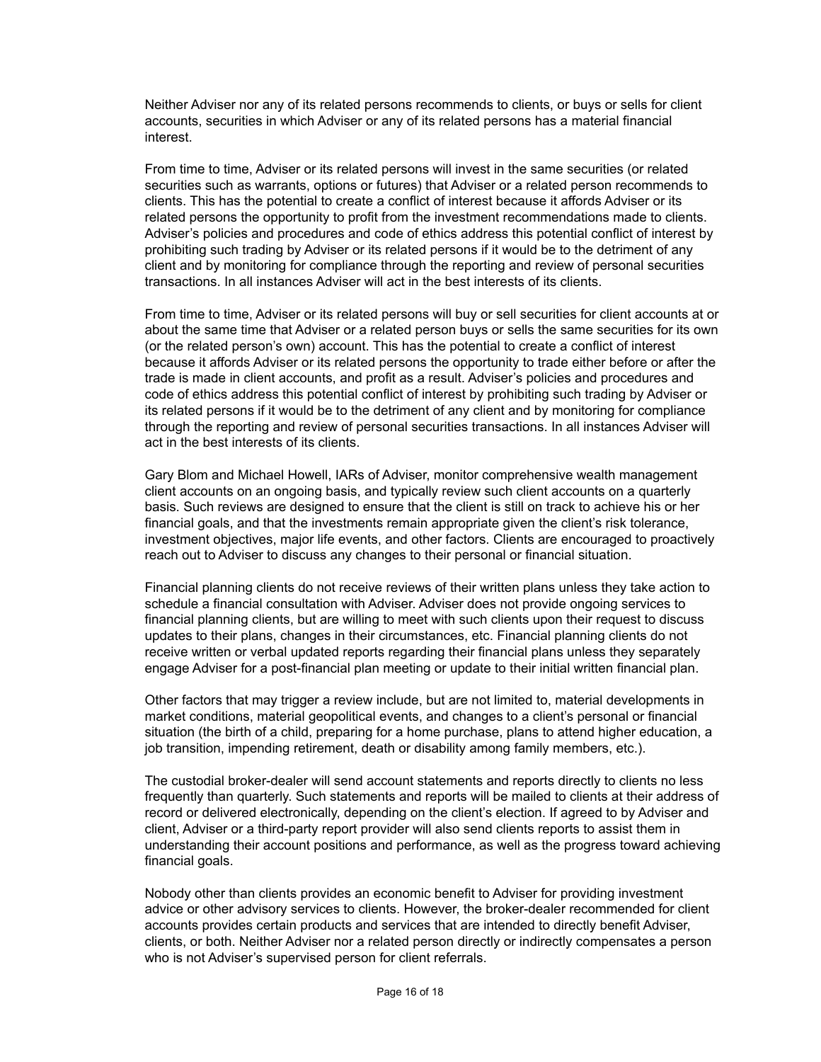Neither Adviser nor any of its related persons recommends to clients, or buys or sells for client accounts, securities in which Adviser or any of its related persons has a material financial interest.

From time to time, Adviser or its related persons will invest in the same securities (or related securities such as warrants, options or futures) that Adviser or a related person recommends to clients. This has the potential to create a conflict of interest because it affords Adviser or its related persons the opportunity to profit from the investment recommendations made to clients. Adviser's policies and procedures and code of ethics address this potential conflict of interest by prohibiting such trading by Adviser or its related persons if it would be to the detriment of any client and by monitoring for compliance through the reporting and review of personal securities transactions. In all instances Adviser will act in the best interests of its clients.

From time to time, Adviser or its related persons will buy or sell securities for client accounts at or about the same time that Adviser or a related person buys or sells the same securities for its own (or the related person's own) account. This has the potential to create a conflict of interest because it affords Adviser or its related persons the opportunity to trade either before or after the trade is made in client accounts, and profit as a result. Adviser's policies and procedures and code of ethics address this potential conflict of interest by prohibiting such trading by Adviser or its related persons if it would be to the detriment of any client and by monitoring for compliance through the reporting and review of personal securities transactions. In all instances Adviser will act in the best interests of its clients.

Gary Blom and Michael Howell, IARs of Adviser, monitor comprehensive wealth management client accounts on an ongoing basis, and typically review such client accounts on a quarterly basis. Such reviews are designed to ensure that the client is still on track to achieve his or her financial goals, and that the investments remain appropriate given the client's risk tolerance, investment objectives, major life events, and other factors. Clients are encouraged to proactively reach out to Adviser to discuss any changes to their personal or financial situation.

Financial planning clients do not receive reviews of their written plans unless they take action to schedule a financial consultation with Adviser. Adviser does not provide ongoing services to financial planning clients, but are willing to meet with such clients upon their request to discuss updates to their plans, changes in their circumstances, etc. Financial planning clients do not receive written or verbal updated reports regarding their financial plans unless they separately engage Adviser for a post-financial plan meeting or update to their initial written financial plan.

Other factors that may trigger a review include, but are not limited to, material developments in market conditions, material geopolitical events, and changes to a client's personal or financial situation (the birth of a child, preparing for a home purchase, plans to attend higher education, a job transition, impending retirement, death or disability among family members, etc.).

The custodial broker-dealer will send account statements and reports directly to clients no less frequently than quarterly. Such statements and reports will be mailed to clients at their address of record or delivered electronically, depending on the client's election. If agreed to by Adviser and client, Adviser or a third-party report provider will also send clients reports to assist them in understanding their account positions and performance, as well as the progress toward achieving financial goals.

Nobody other than clients provides an economic benefit to Adviser for providing investment advice or other advisory services to clients. However, the broker-dealer recommended for client accounts provides certain products and services that are intended to directly benefit Adviser, clients, or both. Neither Adviser nor a related person directly or indirectly compensates a person who is not Adviser's supervised person for client referrals.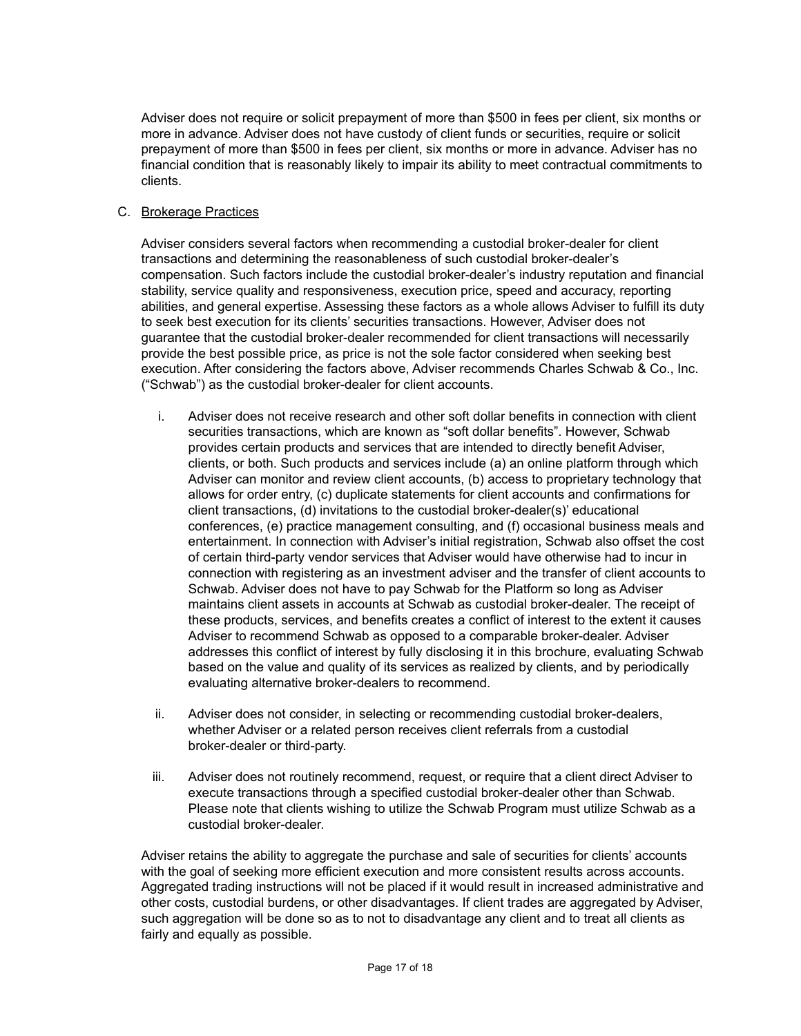Adviser does not require or solicit prepayment of more than $500 in fees per client, six months or more in advance. Adviser does not have custody of client funds or securities, require or solicit prepayment of more than $500 in fees per client, six months or more in advance. Adviser has no financial condition that is reasonably likely to impair its ability to meet contractual commitments to clients.

C. Brokerage Practices

Adviser considers several factors when recommending a custodial broker-dealer for client transactions and determining the reasonableness of such custodial broker-dealer's compensation. Such factors include the custodial broker-dealer's industry reputation and financial stability, service quality and responsiveness, execution price, speed and accuracy, reporting abilities, and general expertise. Assessing these factors as a whole allows Adviser to fulfill its duty to seek best execution for its clients' securities transactions. However, Adviser does not guarantee that the custodial broker-dealer recommended for client transactions will necessarily provide the best possible price, as price is not the sole factor considered when seeking best execution. After considering the factors above, Adviser recommends Charles Schwab & Co., Inc. ("Schwab") as the custodial broker-dealer for client accounts.

i. Adviser does not receive research and other soft dollar benefits in connection with client securities transactions, which are known as "soft dollar benefits". However, Schwab provides certain products and services that are intended to directly benefit Adviser, clients, or both. Such products and services include (a) an online platform through which Adviser can monitor and review client accounts, (b) access to proprietary technology that allows for order entry, (c) duplicate statements for client accounts and confirmations for client transactions, (d) invitations to the custodial broker-dealer(s)' educational conferences, (e) practice management consulting, and (f) occasional business meals and entertainment. In connection with Adviser's initial registration, Schwab also offset the cost of certain third-party vendor services that Adviser would have otherwise had to incur in connection with registering as an investment adviser and the transfer of client accounts to Schwab. Adviser does not have to pay Schwab for the Platform so long as Adviser maintains client assets in accounts at Schwab as custodial broker-dealer. The receipt of these products, services, and benefits creates a conflict of interest to the extent it causes Adviser to recommend Schwab as opposed to a comparable broker-dealer. Adviser addresses this conflict of interest by fully disclosing it in this brochure, evaluating Schwab based on the value and quality of its services as realized by clients, and by periodically evaluating alternative broker-dealers to recommend.

ii. Adviser does not consider, in selecting or recommending custodial broker-dealers, whether Adviser or a related person receives client referrals from a custodial broker-dealer or third-party.

iii. Adviser does not routinely recommend, request, or require that a client direct Adviser to execute transactions through a specified custodial broker-dealer other than Schwab. Please note that clients wishing to utilize the Schwab Program must utilize Schwab as a custodial broker-dealer.

Adviser retains the ability to aggregate the purchase and sale of securities for clients' accounts with the goal of seeking more efficient execution and more consistent results across accounts. Aggregated trading instructions will not be placed if it would result in increased administrative and other costs, custodial burdens, or other disadvantages. If client trades are aggregated by Adviser, such aggregation will be done so as to not to disadvantage any client and to treat all clients as fairly and equally as possible.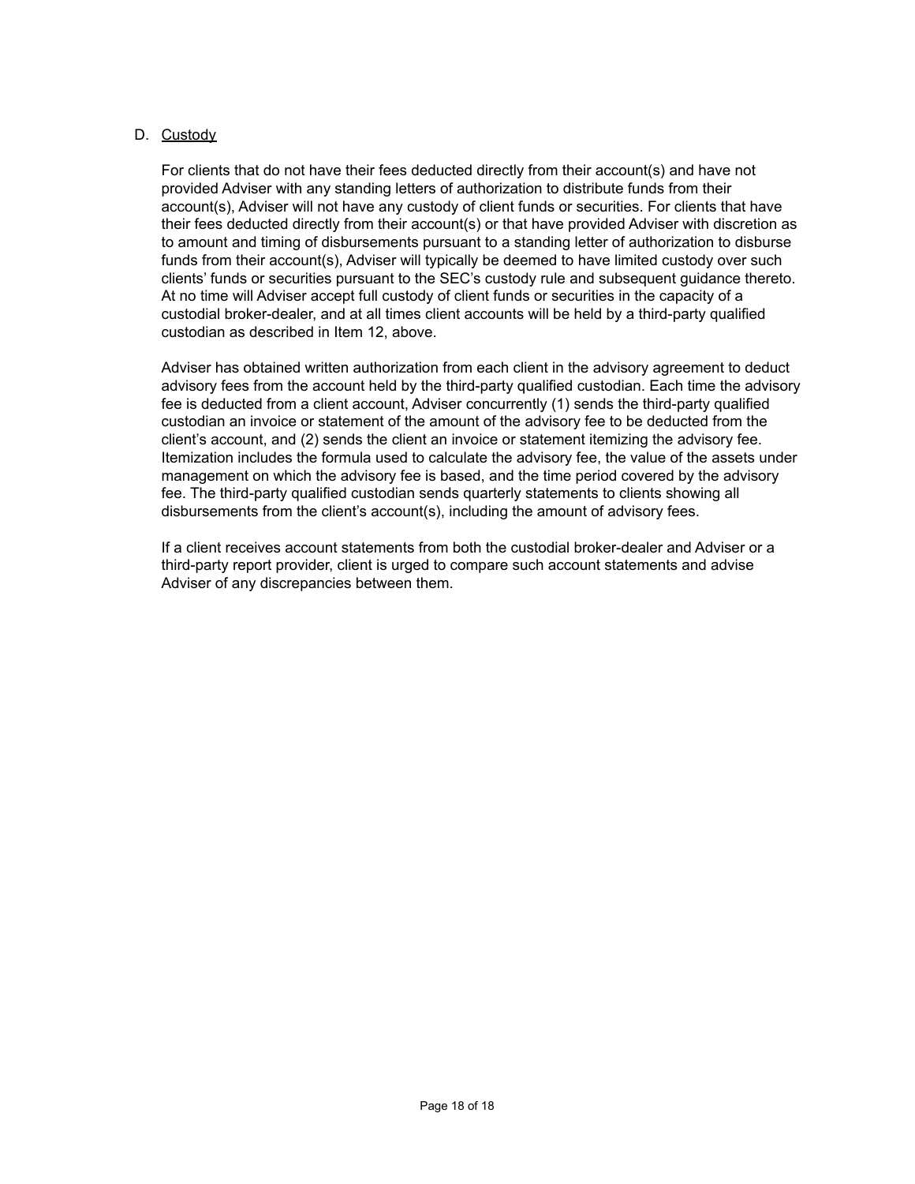### D. Custody

For clients that do not have their fees deducted directly from their account(s) and have not provided Adviser with any standing letters of authorization to distribute funds from their account(s), Adviser will not have any custody of client funds or securities. For clients that have their fees deducted directly from their account(s) or that have provided Adviser with discretion as to amount and timing of disbursements pursuant to a standing letter of authorization to disburse funds from their account(s), Adviser will typically be deemed to have limited custody over such clients' funds or securities pursuant to the SEC's custody rule and subsequent guidance thereto. At no time will Adviser accept full custody of client funds or securities in the capacity of a custodial broker-dealer, and at all times client accounts will be held by a third-party qualified custodian as described in Item 12, above.

Adviser has obtained written authorization from each client in the advisory agreement to deduct advisory fees from the account held by the third-party qualified custodian. Each time the advisory fee is deducted from a client account, Adviser concurrently (1) sends the third-party qualified custodian an invoice or statement of the amount of the advisory fee to be deducted from the client's account, and (2) sends the client an invoice or statement itemizing the advisory fee. Itemization includes the formula used to calculate the advisory fee, the value of the assets under management on which the advisory fee is based, and the time period covered by the advisory fee. The third-party qualified custodian sends quarterly statements to clients showing all disbursements from the client's account(s), including the amount of advisory fees.

If a client receives account statements from both the custodial broker-dealer and Adviser or a third-party report provider, client is urged to compare such account statements and advise Adviser of any discrepancies between them.